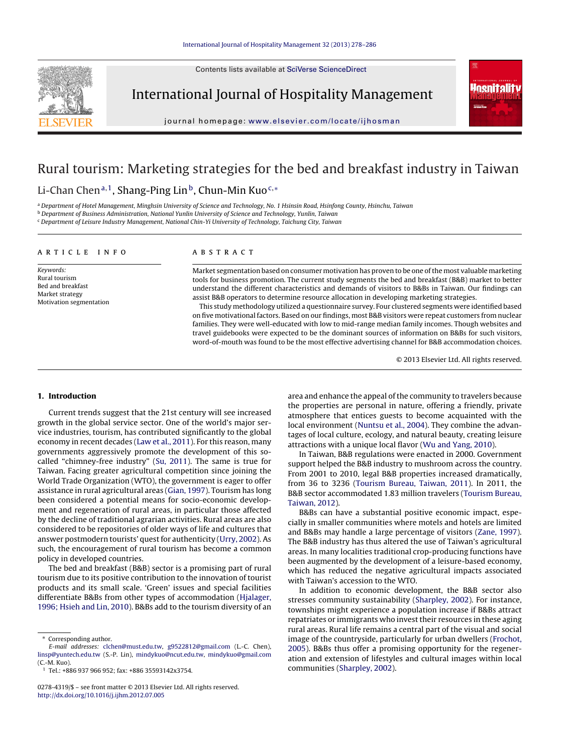# Rural tourism: Marketing strategies for the bed and breakfast industry in Taiwan

Li-Chan Chen[a,1], Shang-Ping Lin[b], Chun-Min Kuo[c,*]

[a] Department of Hotel Management, Minghsin University of Science and Technology, No. 1 Hsinsin Road, Hsinfong County, Hsinchu, Taiwan
[b] Department of Business Administration, National Yunlin University of Science and Technology, Yunlin, Taiwan
[c] Department of Leisure Industry Management, National Chin-Yi University of Technology, Taichung City, Taiwan

## ARTICLE INFO

*Keywords:*
Rural tourism
Bed and breakfast
Market strategy
Motivation segmentation

## ABSTRACT

Market segmentation based on consumer motivation has proven to be one of the most valuable marketing tools for business promotion. The current study segments the bed and breakfast (B&B) market to better understand the different characteristics and demands of visitors to B&Bs in Taiwan. Our findings can assist B&B operators to determine resource allocation in developing marketing strategies.

This study methodology utilized a questionnaire survey. Four clustered segments were identified based on five motivational factors. Based on our findings, most B&B visitors were repeat customers from nuclear families. They were well-educated with low to mid-range median family incomes. Though websites and travel guidebooks were expected to be the dominant sources of information on B&Bs for such visitors, word-of-mouth was found to be the most effective advertising channel for B&B accommodation choices.

© 2013 Elsevier Ltd. All rights reserved.

## 1. Introduction

Current trends suggest that the 21st century will see increased growth in the global service sector. One of the world's major service industries, tourism, has contributed significantly to the global economy in recent decades (Law et al., 2011). For this reason, many governments aggressively promote the development of this so-called "chimney-free industry" (Su, 2011). The same is true for Taiwan. Facing greater agricultural competition since joining the World Trade Organization (WTO), the government is eager to offer assistance in rural agricultural areas (Gian, 1997). Tourism has long been considered a potential means for socio-economic development and regeneration of rural areas, in particular those affected by the decline of traditional agrarian activities. Rural areas are also considered to be repositories of older ways of life and cultures that answer postmodern tourists' quest for authenticity (Urry, 2002). As such, the encouragement of rural tourism has become a common policy in developed countries.

The bed and breakfast (B&B) sector is a promising part of rural tourism due to its positive contribution to the innovation of tourist products and its small scale. 'Green' issues and special facilities differentiate B&Bs from other types of accommodation (Hjalager, 1996; Hsieh and Lin, 2010). B&Bs add to the tourism diversity of an area and enhance the appeal of the community to travelers because the properties are personal in nature, offering a friendly, private atmosphere that entices guests to become acquainted with the local environment (Nuntsu et al., 2004). They combine the advantages of local culture, ecology, and natural beauty, creating leisure attractions with a unique local flavor (Wu and Yang, 2010).

In Taiwan, B&B regulations were enacted in 2000. Government support helped the B&B industry to mushroom across the country. From 2001 to 2010, legal B&B properties increased dramatically, from 36 to 3236 (Tourism Bureau, Taiwan, 2011). In 2011, the B&B sector accommodated 1.83 million travelers (Tourism Bureau, Taiwan, 2012).

B&Bs can have a substantial positive economic impact, especially in smaller communities where motels and hotels are limited and B&Bs may handle a large percentage of visitors (Zane, 1997). The B&B industry has thus altered the use of Taiwan's agricultural areas. In many localities traditional crop-producing functions have been augmented by the development of a leisure-based economy, which has reduced the negative agricultural impacts associated with Taiwan's accession to the WTO.

In addition to economic development, the B&B sector also stresses community sustainability (Sharpley, 2002). For instance, townships might experience a population increase if B&Bs attract repatriates or immigrants who invest their resources in these aging rural areas. Rural life remains a central part of the visual and social image of the countryside, particularly for urban dwellers (Frochot, 2005). B&Bs thus offer a promising opportunity for the regeneration and extension of lifestyles and cultural images within local communities (Sharpley, 2002).

---

* Corresponding author.
*E-mail addresses:* clchen@must.edu.tw, g9522812@gmail.com (L.-C. Chen), linsp@yuntech.edu.tw (S.-P. Lin), mindykuo@ncut.edu.tw, mindykuo@gmail.com (C.-M. Kuo).
[1] Tel.: +886 937 966 952; fax: +886 35593142x3754.

0278-4319/$ – see front matter © 2013 Elsevier Ltd. All rights reserved.
http://dx.doi.org/10.1016/j.ijhm.2012.07.005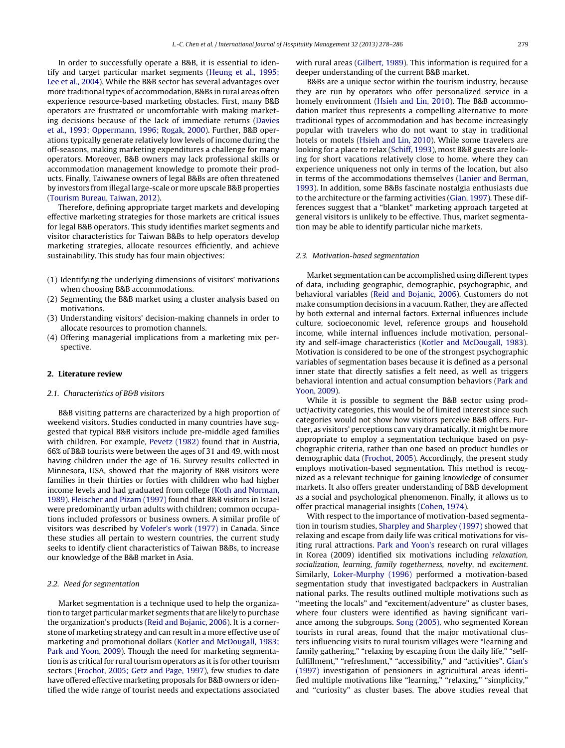In order to successfully operate a B&B, it is essential to identify and target particular market segments (Heung et al., 1995; Lee et al., 2004). While the B&B sector has several advantages over more traditional types of accommodation, B&Bs in rural areas often experience resource-based marketing obstacles. First, many B&B operators are frustrated or uncomfortable with making marketing decisions because of the lack of immediate returns (Davies et al., 1993; Oppermann, 1996; Rogak, 2000). Further, B&B operators typically generate relatively low levels of income during the off-seasons, making marketing expenditures a challenge for many operators. Moreover, B&B owners may lack professional skills or accommodation management knowledge to promote their products. Finally, Taiwanese owners of legal B&Bs are often threatened by investors from illegal large-scale or more upscale B&B properties (Tourism Bureau, Taiwan, 2012).

Therefore, defining appropriate target markets and developing effective marketing strategies for those markets are critical issues for legal B&B operators. This study identifies market segments and visitor characteristics for Taiwan B&Bs to help operators develop marketing strategies, allocate resources efficiently, and achieve sustainability. This study has four main objectives:

(1) Identifying the underlying dimensions of visitors' motivations when choosing B&B accommodations.
(2) Segmenting the B&B market using a cluster analysis based on motivations.
(3) Understanding visitors' decision-making channels in order to allocate resources to promotion channels.
(4) Offering managerial implications from a marketing mix perspective.

## 2. Literature review

### 2.1. Characteristics of B&B visitors

B&B visiting patterns are characterized by a high proportion of weekend visitors. Studies conducted in many countries have suggested that typical B&B visitors include pre-middle aged families with children. For example, Pevetz (1982) found that in Austria, 66% of B&B tourists were between the ages of 31 and 49, with most having children under the age of 16. Survey results collected in Minnesota, USA, showed that the majority of B&B visitors were families in their thirties or forties with children who had higher income levels and had graduated from college (Koth and Norman, 1989). Fleischer and Pizam (1997) found that B&B visitors in Israel were predominantly urban adults with children; common occupations included professors or business owners. A similar profile of visitors was described by Vofeler's work (1977) in Canada. Since these studies all pertain to western countries, the current study seeks to identify client characteristics of Taiwan B&Bs, to increase our knowledge of the B&B market in Asia.

### 2.2. Need for segmentation

Market segmentation is a technique used to help the organization to target particular market segments that are likely to purchase the organization's products (Reid and Bojanic, 2006). It is a cornerstone of marketing strategy and can result in a more effective use of marketing and promotional dollars (Kotler and McDougall, 1983; Park and Yoon, 2009). Though the need for marketing segmentation is as critical for rural tourism operators as it is for other tourism sectors (Frochot, 2005; Getz and Page, 1997), few studies to date have offered effective marketing proposals for B&B owners or identified the wide range of tourist needs and expectations associated with rural areas (Gilbert, 1989). This information is required for a deeper understanding of the current B&B market.

B&Bs are a unique sector within the tourism industry, because they are run by operators who offer personalized service in a homely environment (Hsieh and Lin, 2010). The B&B accommodation market thus represents a compelling alternative to more traditional types of accommodation and has become increasingly popular with travelers who do not want to stay in traditional hotels or motels (Hsieh and Lin, 2010). While some travelers are looking for a place to relax (Schiff, 1993), most B&B guests are looking for short vacations relatively close to home, where they can experience uniqueness not only in terms of the location, but also in terms of the accommodations themselves (Lanier and Berman, 1993). In addition, some B&Bs fascinate nostalgia enthusiasts due to the architecture or the farming activities (Gian, 1997). These differences suggest that a "blanket" marketing approach targeted at general visitors is unlikely to be effective. Thus, market segmentation may be able to identify particular niche markets.

### 2.3. Motivation-based segmentation

Market segmentation can be accomplished using different types of data, including geographic, demographic, psychographic, and behavioral variables (Reid and Bojanic, 2006). Customers do not make consumption decisions in a vacuum. Rather, they are affected by both external and internal factors. External influences include culture, socioeconomic level, reference groups and household income, while internal influences include motivation, personality and self-image characteristics (Kotler and McDougall, 1983). Motivation is considered to be one of the strongest psychographic variables of segmentation bases because it is defined as a personal inner state that directly satisfies a felt need, as well as triggers behavioral intention and actual consumption behaviors (Park and Yoon, 2009).

While it is possible to segment the B&B sector using product/activity categories, this would be of limited interest since such categories would not show how visitors perceive B&B offers. Further, as visitors' perceptions can vary dramatically, it might be more appropriate to employ a segmentation technique based on psychographic criteria, rather than one based on product bundles or demographic data (Frochot, 2005). Accordingly, the present study employs motivation-based segmentation. This method is recognized as a relevant technique for gaining knowledge of consumer markets. It also offers greater understanding of B&B development as a social and psychological phenomenon. Finally, it allows us to offer practical managerial insights (Cohen, 1974).

With respect to the importance of motivation-based segmentation in tourism studies, Sharpley and Sharpley (1997) showed that relaxing and escape from daily life was critical motivations for visiting rural attractions. Park and Yoon's research on rural villages in Korea (2009) identified six motivations including *relaxation, socialization, learning, family togetherness, novelty*, nd *excitement*. Similarly, Loker-Murphy (1996) performed a motivation-based segmentation study that investigated backpackers in Australian national parks. The results outlined multiple motivations such as "meeting the locals" and "excitement/adventure" as cluster bases, where four clusters were identified as having significant variance among the subgroups. Song (2005), who segmented Korean tourists in rural areas, found that the major motivational clusters influencing visits to rural tourism villages were "learning and family gathering," "relaxing by escaping from the daily life," "self-fulfillment," "refreshment," "accessibility," and "activities". Gian's (1997) investigation of pensioners in agricultural areas identified multiple motivations like "learning," "relaxing," "simplicity," and "curiosity" as cluster bases. The above studies reveal that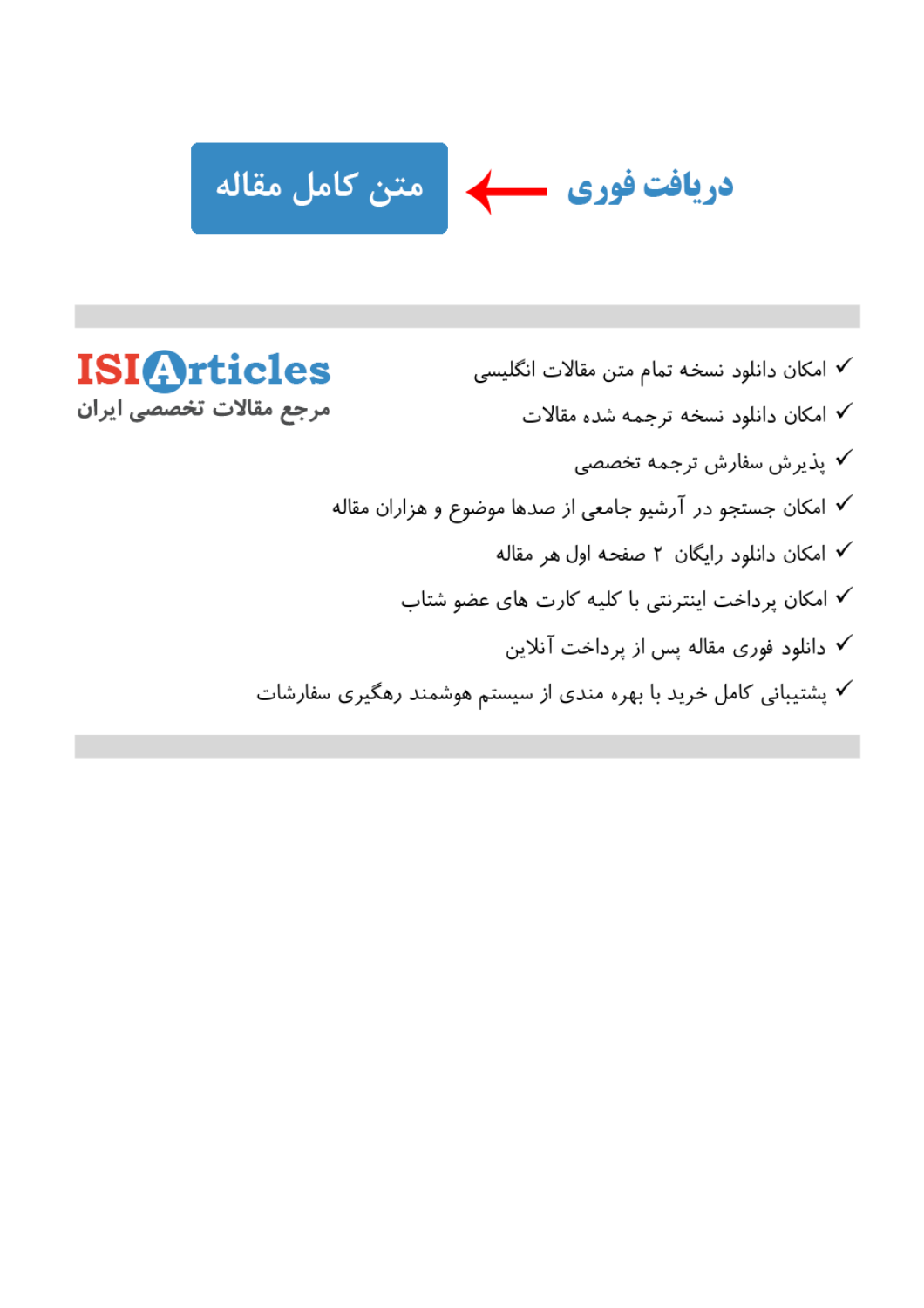دریافت فوری ← **متن کامل مقاله**

**ISIArticles**
مرجع مقالات تخصصی ایران

- ✓ امکان دانلود نسخه تمام متن مقالات انگلیسی
- ✓ امکان دانلود نسخه ترجمه شده مقالات
- ✓ پذیرش سفارش ترجمه تخصصی
- ✓ امکان جستجو در آرشیو جامعی از صدها موضوع و هزاران مقاله
- ✓ امکان دانلود رایگان ۲ صفحه اول هر مقاله
- ✓ امکان پرداخت اینترنتی با کلیه کارت های عضو شتاب
- ✓ دانلود فوری مقاله پس از پرداخت آنلاین
- ✓ پشتیبانی کامل خرید با بهره مندی از سیستم هوشمند رهگیری سفارشات